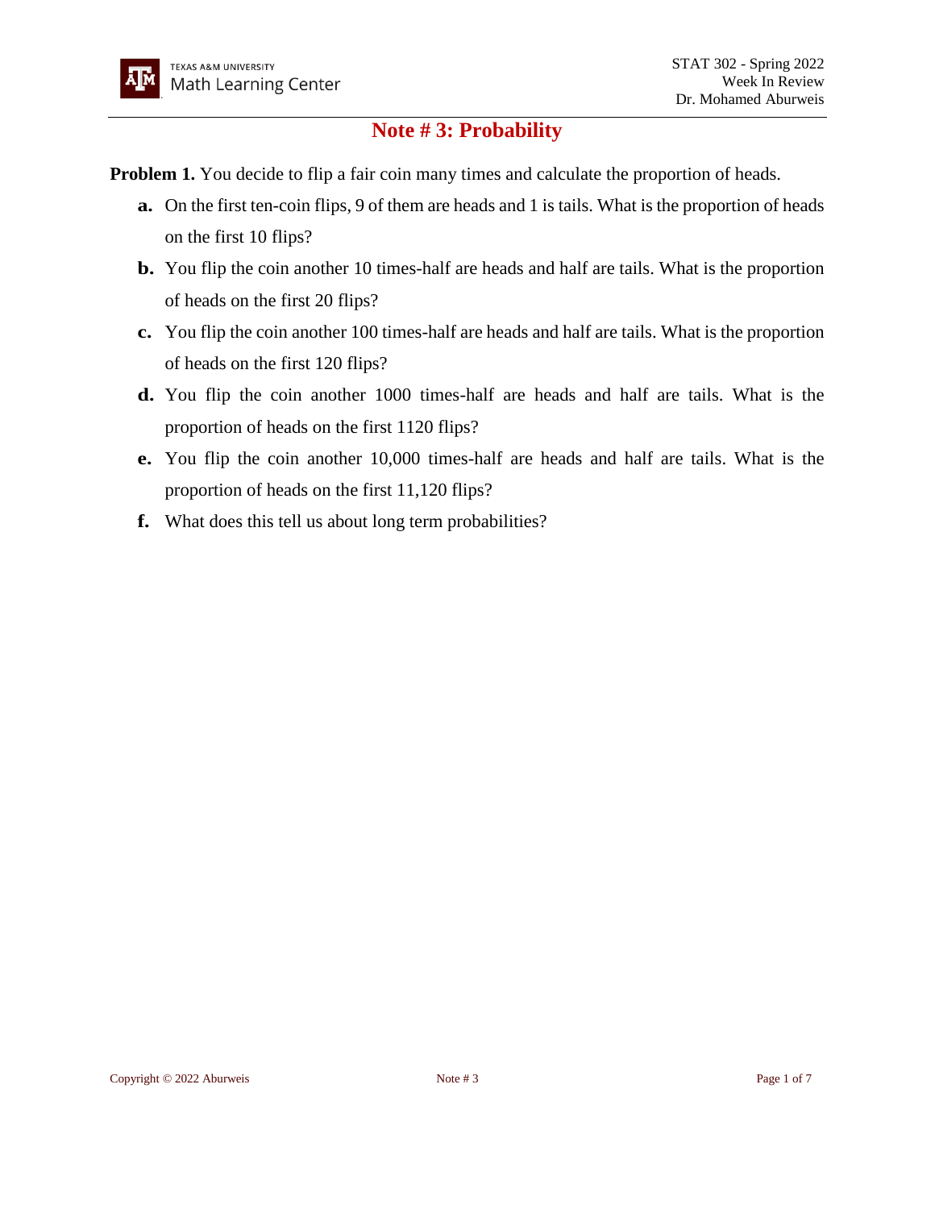# Note # 3: Probability

**Problem 1.** You decide to flip a fair coin many times and calculate the proportion of heads.

**a.** On the first ten-coin flips, 9 of them are heads and 1 is tails. What is the proportion of heads on the first 10 flips?

**b.** You flip the coin another 10 times-half are heads and half are tails. What is the proportion of heads on the first 20 flips?

**c.** You flip the coin another 100 times-half are heads and half are tails. What is the proportion of heads on the first 120 flips?

**d.** You flip the coin another 1000 times-half are heads and half are tails. What is the proportion of heads on the first 1120 flips?

**e.** You flip the coin another 10,000 times-half are heads and half are tails. What is the proportion of heads on the first 11,120 flips?

**f.** What does this tell us about long term probabilities?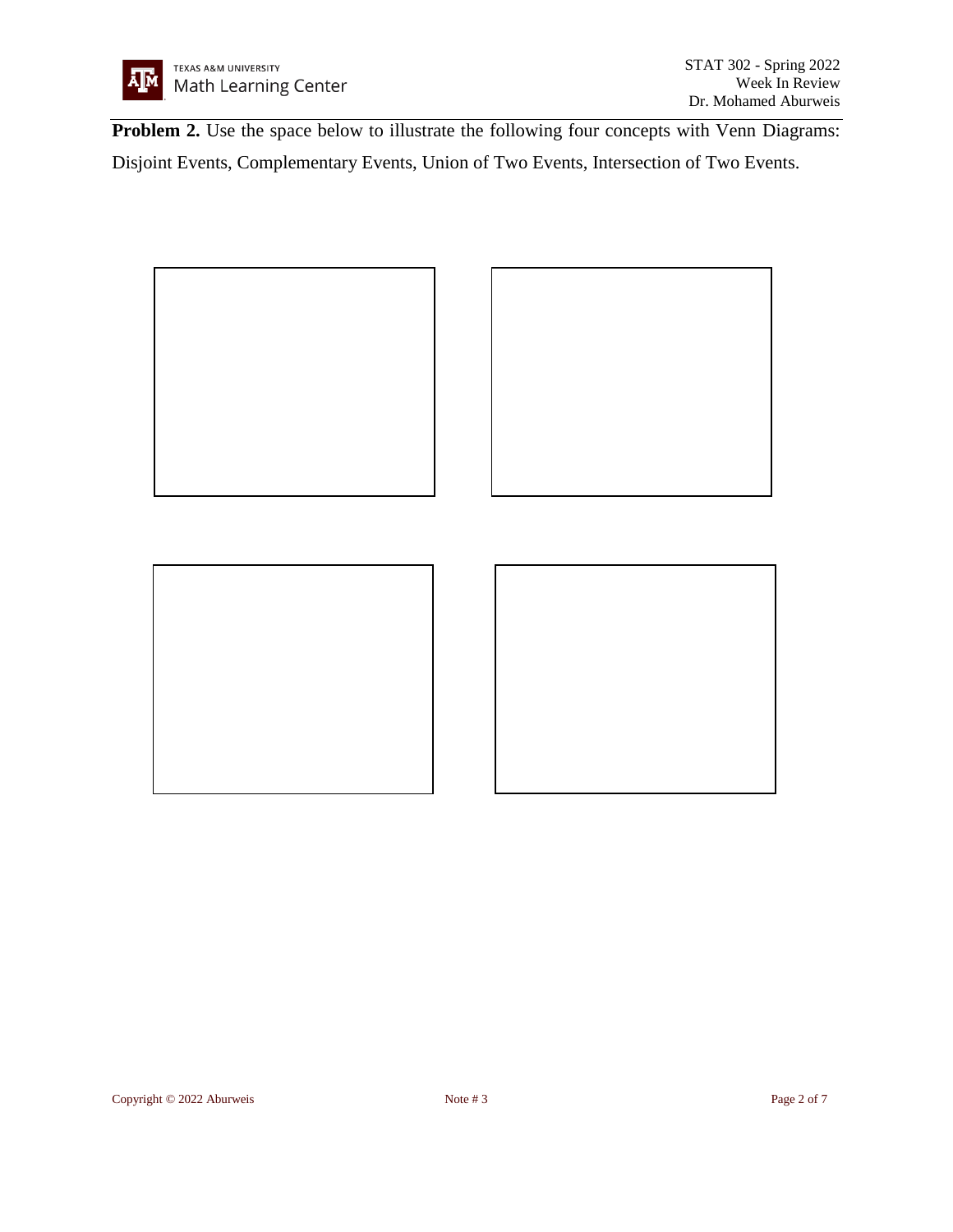**Problem 2.** Use the space below to illustrate the following four concepts with Venn Diagrams: Disjoint Events, Complementary Events, Union of Two Events, Intersection of Two Events.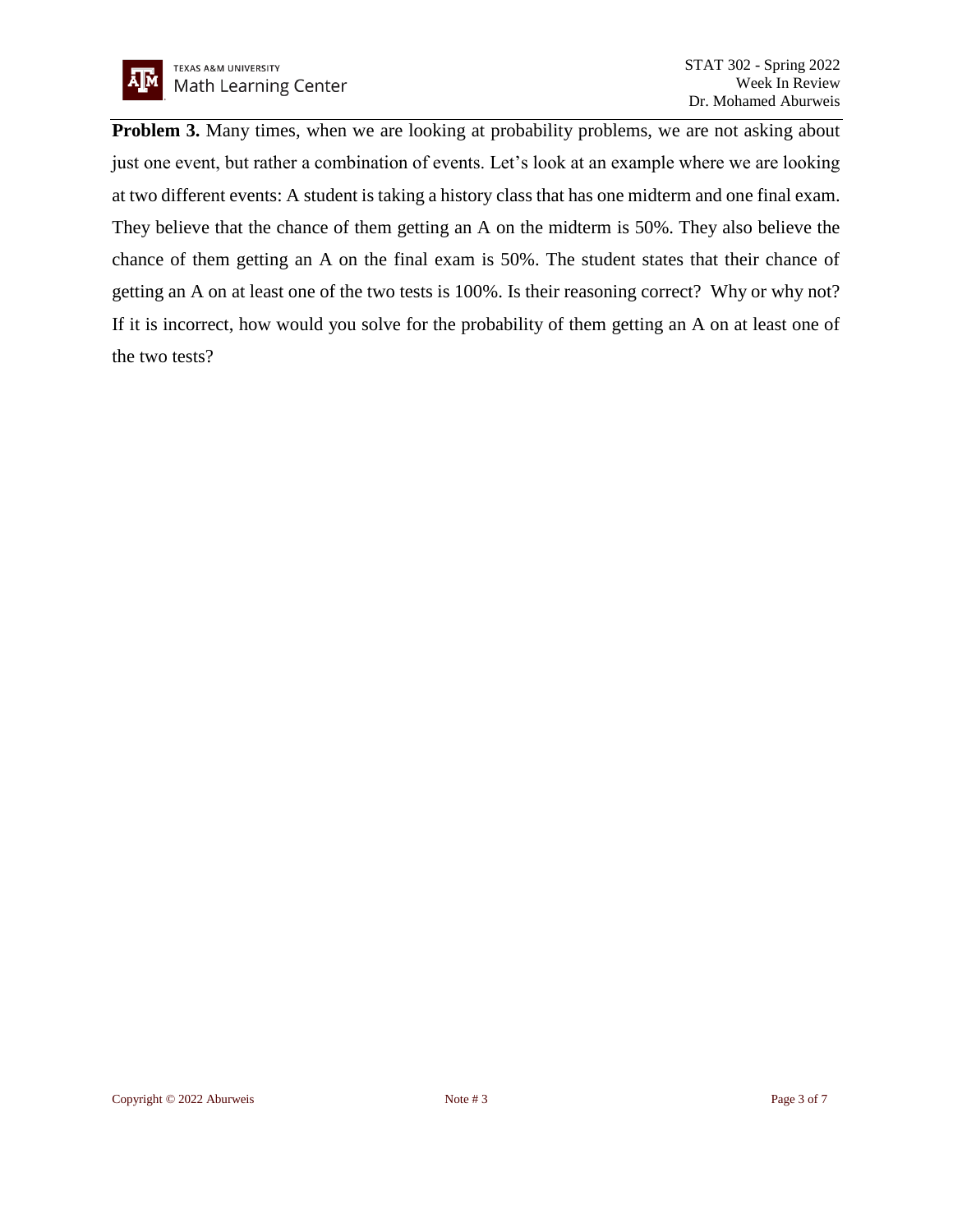**Problem 3.** Many times, when we are looking at probability problems, we are not asking about just one event, but rather a combination of events. Let's look at an example where we are looking at two different events: A student is taking a history class that has one midterm and one final exam. They believe that the chance of them getting an A on the midterm is 50%. They also believe the chance of them getting an A on the final exam is 50%. The student states that their chance of getting an A on at least one of the two tests is 100%. Is their reasoning correct? Why or why not? If it is incorrect, how would you solve for the probability of them getting an A on at least one of the two tests?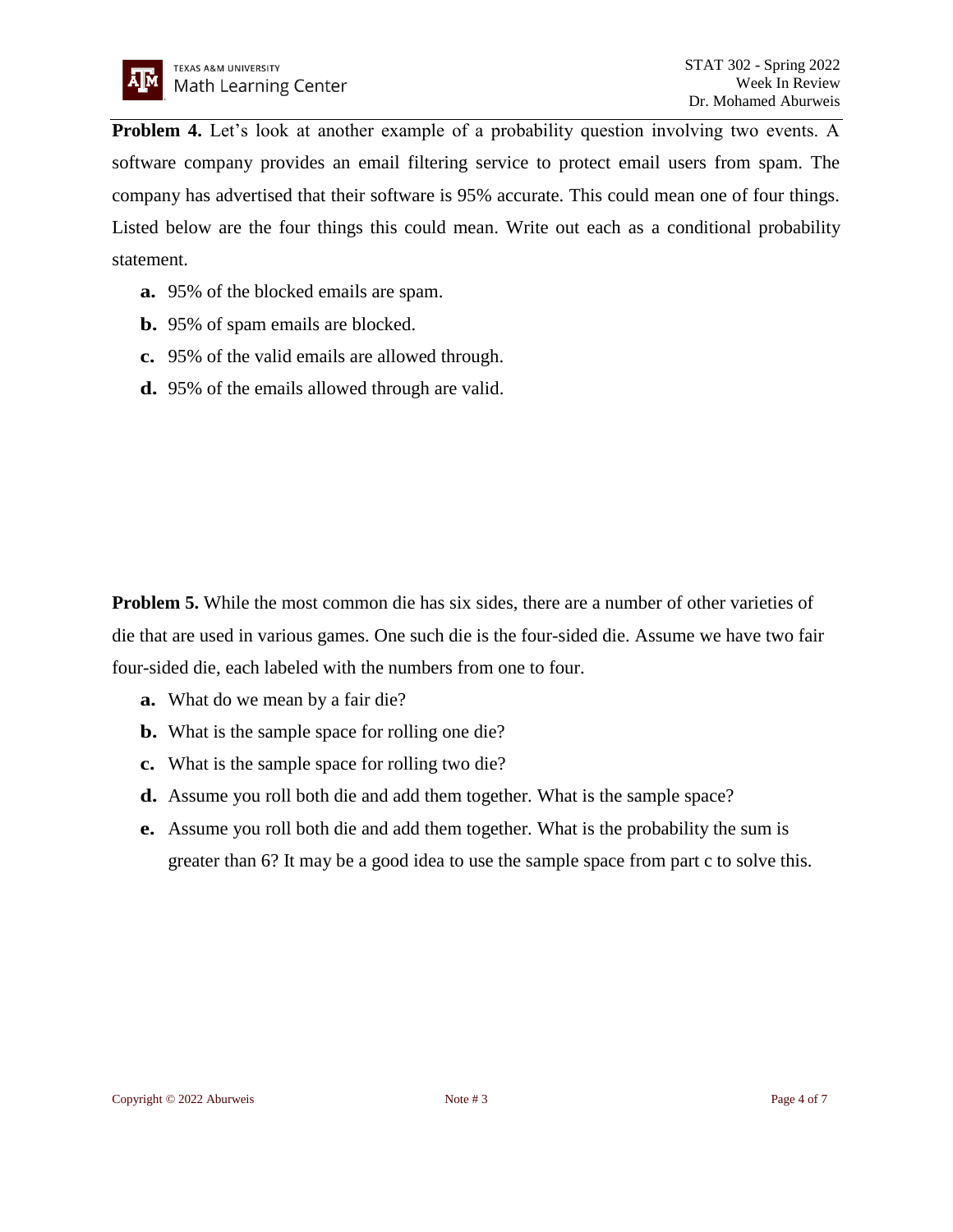**Problem 4.** Let's look at another example of a probability question involving two events. A software company provides an email filtering service to protect email users from spam. The company has advertised that their software is 95% accurate. This could mean one of four things. Listed below are the four things this could mean. Write out each as a conditional probability statement.

- **a.** 95% of the blocked emails are spam.
- **b.** 95% of spam emails are blocked.
- **c.** 95% of the valid emails are allowed through.
- **d.** 95% of the emails allowed through are valid.

**Problem 5.** While the most common die has six sides, there are a number of other varieties of die that are used in various games. One such die is the four-sided die. Assume we have two fair four-sided die, each labeled with the numbers from one to four.

- **a.** What do we mean by a fair die?
- **b.** What is the sample space for rolling one die?
- **c.** What is the sample space for rolling two die?
- **d.** Assume you roll both die and add them together. What is the sample space?
- **e.** Assume you roll both die and add them together. What is the probability the sum is greater than 6? It may be a good idea to use the sample space from part c to solve this.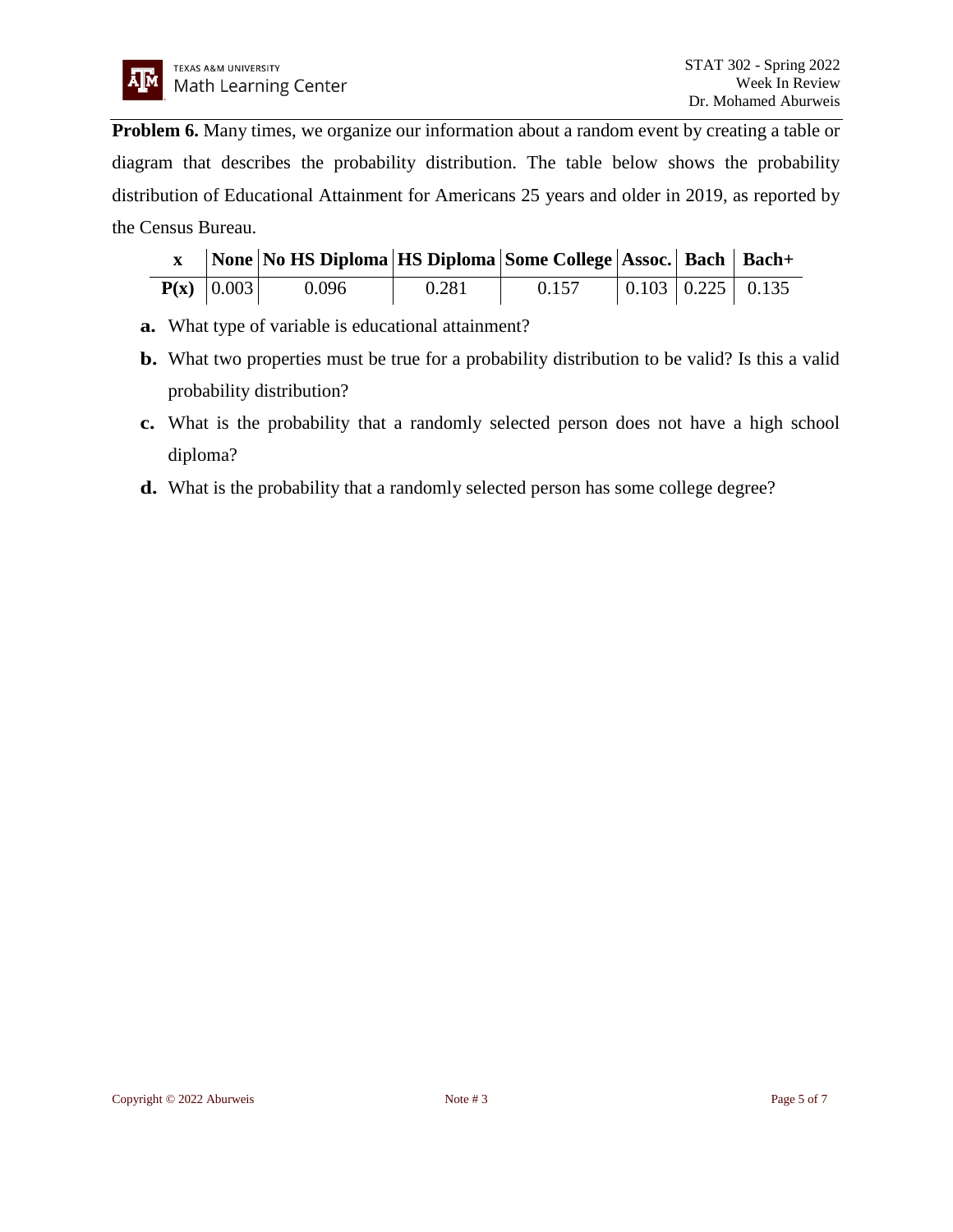**Problem 6.** Many times, we organize our information about a random event by creating a table or diagram that describes the probability distribution. The table below shows the probability distribution of Educational Attainment for Americans 25 years and older in 2019, as reported by the Census Bureau.

| **x** | **None** | **No HS Diploma** | **HS Diploma** | **Some College** | **Assoc.** | **Bach** | **Bach+** |
|---|---|---|---|---|---|---|---|
| **P(x)** | 0.003 | 0.096 | 0.281 | 0.157 | 0.103 | 0.225 | 0.135 |

**a.** What type of variable is educational attainment?

**b.** What two properties must be true for a probability distribution to be valid? Is this a valid probability distribution?

**c.** What is the probability that a randomly selected person does not have a high school diploma?

**d.** What is the probability that a randomly selected person has some college degree?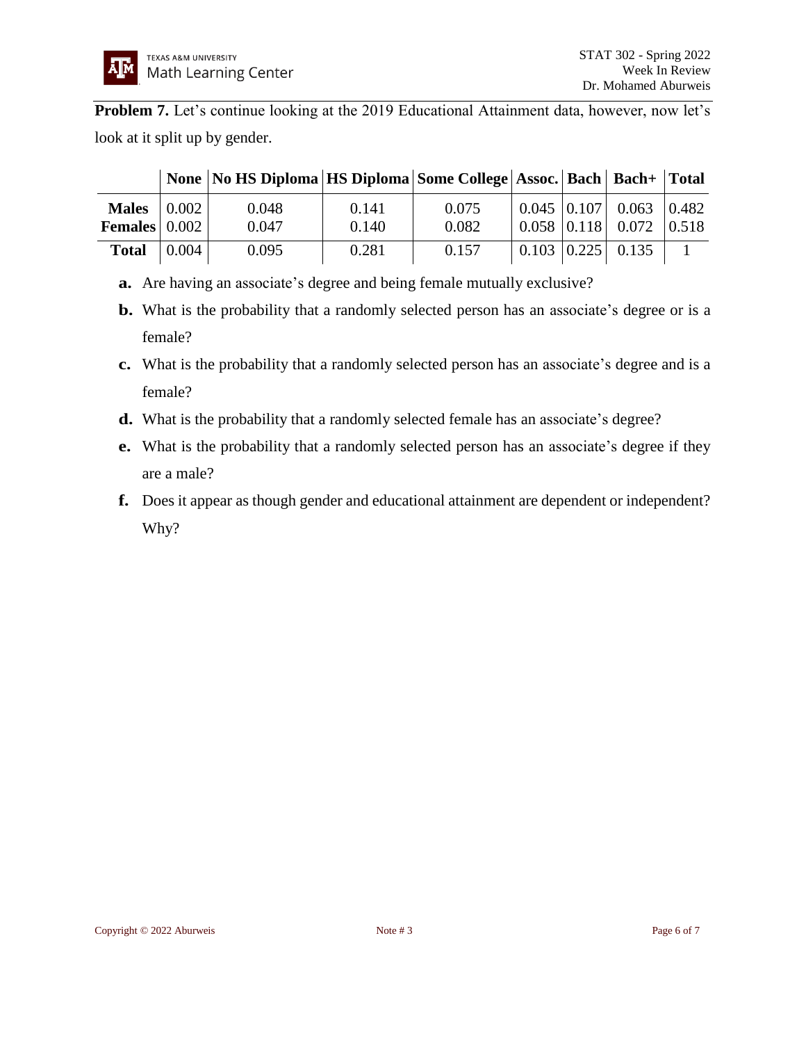**Problem 7.** Let's continue looking at the 2019 Educational Attainment data, however, now let's look at it split up by gender.

| | None | No HS Diploma | HS Diploma | Some College | Assoc. | Bach | Bach+ | Total |
|---|---|---|---|---|---|---|---|---|
| **Males** | 0.002 | 0.048 | 0.141 | 0.075 | 0.045 | 0.107 | 0.063 | 0.482 |
| **Females** | 0.002 | 0.047 | 0.140 | 0.082 | 0.058 | 0.118 | 0.072 | 0.518 |
| **Total** | 0.004 | 0.095 | 0.281 | 0.157 | 0.103 | 0.225 | 0.135 | 1 |

**a.** Are having an associate's degree and being female mutually exclusive?

**b.** What is the probability that a randomly selected person has an associate's degree or is a female?

**c.** What is the probability that a randomly selected person has an associate's degree and is a female?

**d.** What is the probability that a randomly selected female has an associate's degree?

**e.** What is the probability that a randomly selected person has an associate's degree if they are a male?

**f.** Does it appear as though gender and educational attainment are dependent or independent? Why?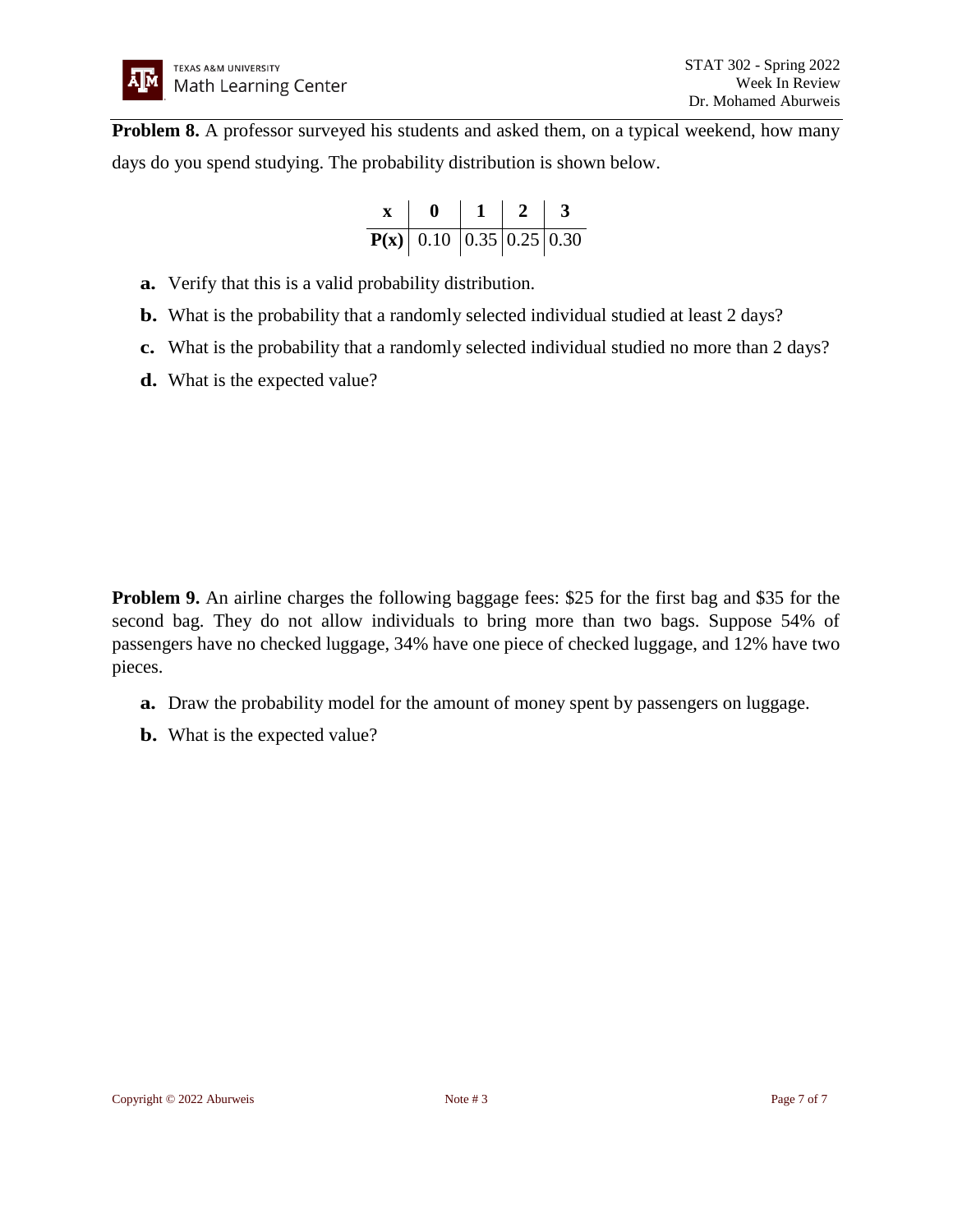**Problem 8.** A professor surveyed his students and asked them, on a typical weekend, how many days do you spend studying. The probability distribution is shown below.

| **x** | **0** | **1** | **2** | **3** |
|---|---|---|---|---|
| **P(x)** | 0.10 | 0.35 | 0.25 | 0.30 |

**a.** Verify that this is a valid probability distribution.

**b.** What is the probability that a randomly selected individual studied at least 2 days?

**c.** What is the probability that a randomly selected individual studied no more than 2 days?

**d.** What is the expected value?

**Problem 9.** An airline charges the following baggage fees: $25 for the first bag and $35 for the second bag. They do not allow individuals to bring more than two bags. Suppose 54% of passengers have no checked luggage, 34% have one piece of checked luggage, and 12% have two pieces.

**a.** Draw the probability model for the amount of money spent by passengers on luggage.

**b.** What is the expected value?